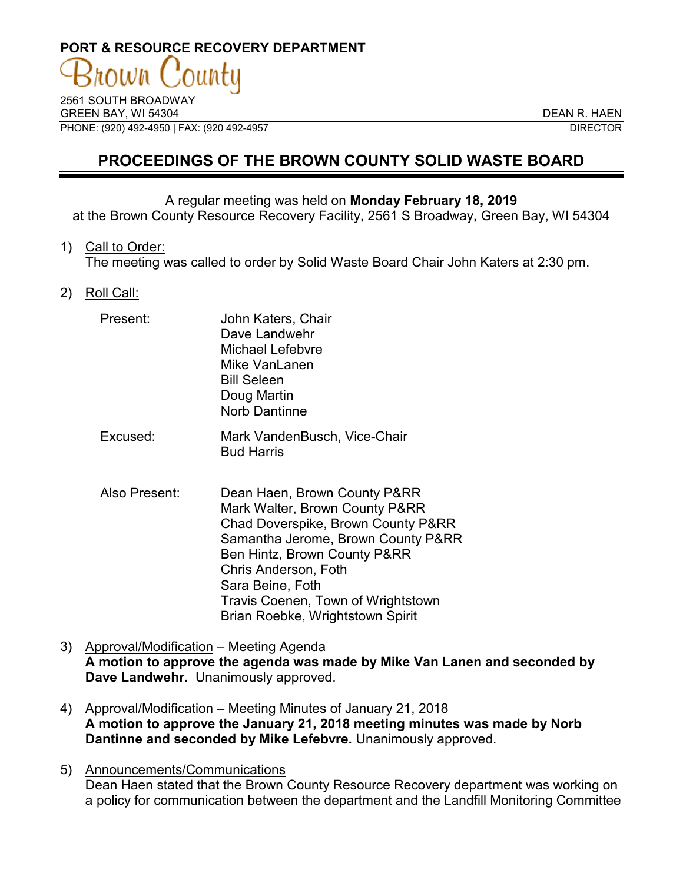**PORT & RESOURCE RECOVERY DEPARTMENT**

Brown County

2561 SOUTH BROADWAY
GREEN BAY, WI 54304
PHONE: (920) 492-4950 | FAX: (920 492-4957

DEAN R. HAEN
DIRECTOR

# PROCEEDINGS OF THE BROWN COUNTY SOLID WASTE BOARD

A regular meeting was held on **Monday February 18, 2019** at the Brown County Resource Recovery Facility, 2561 S Broadway, Green Bay, WI 54304

1) Call to Order:
The meeting was called to order by Solid Waste Board Chair John Katers at 2:30 pm.

2) Roll Call:

| | |
|---|---|
| Present: | John Katers, Chair<br>Dave Landwehr<br>Michael Lefebvre<br>Mike VanLanen<br>Bill Seleen<br>Doug Martin<br>Norb Dantinne |
| Excused: | Mark VandenBusch, Vice-Chair<br>Bud Harris |
| Also Present: | Dean Haen, Brown County P&RR<br>Mark Walter, Brown County P&RR<br>Chad Doverspike, Brown County P&RR<br>Samantha Jerome, Brown County P&RR<br>Ben Hintz, Brown County P&RR<br>Chris Anderson, Foth<br>Sara Beine, Foth<br>Travis Coenen, Town of Wrightstown<br>Brian Roebke, Wrightstown Spirit |

3) Approval/Modification – Meeting Agenda
**A motion to approve the agenda was made by Mike Van Lanen and seconded by Dave Landwehr.** Unanimously approved.

4) Approval/Modification – Meeting Minutes of January 21, 2018
**A motion to approve the January 21, 2018 meeting minutes was made by Norb Dantinne and seconded by Mike Lefebvre.** Unanimously approved.

5) Announcements/Communications
Dean Haen stated that the Brown County Resource Recovery department was working on a policy for communication between the department and the Landfill Monitoring Committee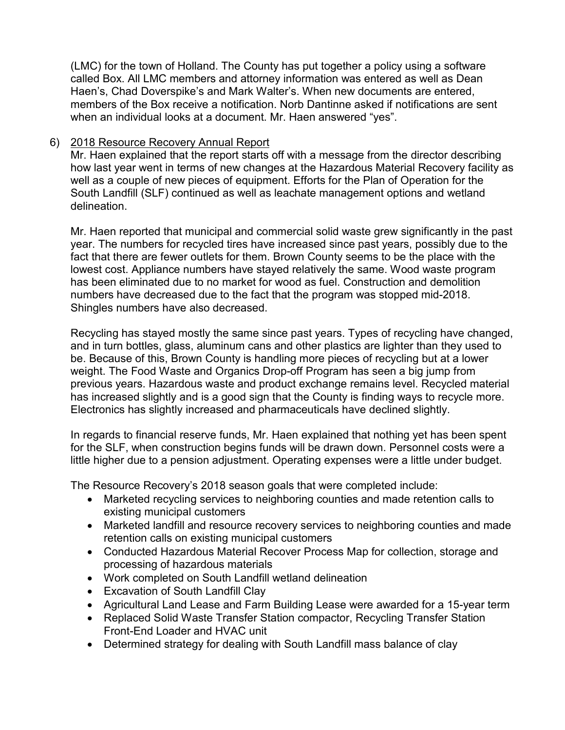(LMC) for the town of Holland. The County has put together a policy using a software called Box. All LMC members and attorney information was entered as well as Dean Haen's, Chad Doverspike's and Mark Walter's. When new documents are entered, members of the Box receive a notification. Norb Dantinne asked if notifications are sent when an individual looks at a document. Mr. Haen answered "yes".

6) <u>2018 Resource Recovery Annual Report</u>

Mr. Haen explained that the report starts off with a message from the director describing how last year went in terms of new changes at the Hazardous Material Recovery facility as well as a couple of new pieces of equipment. Efforts for the Plan of Operation for the South Landfill (SLF) continued as well as leachate management options and wetland delineation.

Mr. Haen reported that municipal and commercial solid waste grew significantly in the past year. The numbers for recycled tires have increased since past years, possibly due to the fact that there are fewer outlets for them. Brown County seems to be the place with the lowest cost. Appliance numbers have stayed relatively the same. Wood waste program has been eliminated due to no market for wood as fuel. Construction and demolition numbers have decreased due to the fact that the program was stopped mid-2018. Shingles numbers have also decreased.

Recycling has stayed mostly the same since past years. Types of recycling have changed, and in turn bottles, glass, aluminum cans and other plastics are lighter than they used to be. Because of this, Brown County is handling more pieces of recycling but at a lower weight. The Food Waste and Organics Drop-off Program has seen a big jump from previous years. Hazardous waste and product exchange remains level. Recycled material has increased slightly and is a good sign that the County is finding ways to recycle more. Electronics has slightly increased and pharmaceuticals have declined slightly.

In regards to financial reserve funds, Mr. Haen explained that nothing yet has been spent for the SLF, when construction begins funds will be drawn down. Personnel costs were a little higher due to a pension adjustment. Operating expenses were a little under budget.

The Resource Recovery's 2018 season goals that were completed include:

- Marketed recycling services to neighboring counties and made retention calls to existing municipal customers
- Marketed landfill and resource recovery services to neighboring counties and made retention calls on existing municipal customers
- Conducted Hazardous Material Recover Process Map for collection, storage and processing of hazardous materials
- Work completed on South Landfill wetland delineation
- Excavation of South Landfill Clay
- Agricultural Land Lease and Farm Building Lease were awarded for a 15-year term
- Replaced Solid Waste Transfer Station compactor, Recycling Transfer Station Front-End Loader and HVAC unit
- Determined strategy for dealing with South Landfill mass balance of clay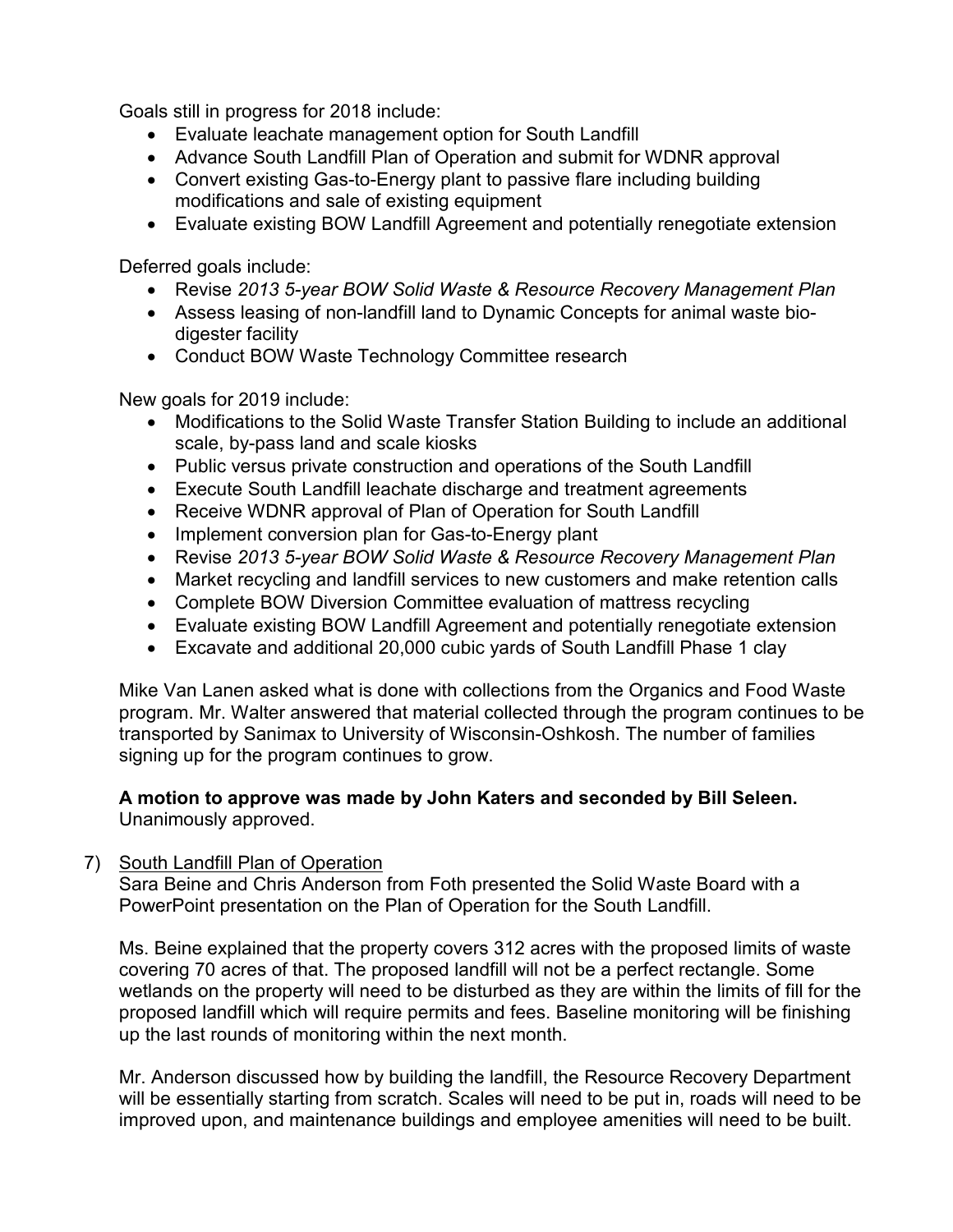Goals still in progress for 2018 include:

- Evaluate leachate management option for South Landfill
- Advance South Landfill Plan of Operation and submit for WDNR approval
- Convert existing Gas-to-Energy plant to passive flare including building modifications and sale of existing equipment
- Evaluate existing BOW Landfill Agreement and potentially renegotiate extension

Deferred goals include:

- Revise *2013 5-year BOW Solid Waste & Resource Recovery Management Plan*
- Assess leasing of non-landfill land to Dynamic Concepts for animal waste bio-digester facility
- Conduct BOW Waste Technology Committee research

New goals for 2019 include:

- Modifications to the Solid Waste Transfer Station Building to include an additional scale, by-pass land and scale kiosks
- Public versus private construction and operations of the South Landfill
- Execute South Landfill leachate discharge and treatment agreements
- Receive WDNR approval of Plan of Operation for South Landfill
- Implement conversion plan for Gas-to-Energy plant
- Revise *2013 5-year BOW Solid Waste & Resource Recovery Management Plan*
- Market recycling and landfill services to new customers and make retention calls
- Complete BOW Diversion Committee evaluation of mattress recycling
- Evaluate existing BOW Landfill Agreement and potentially renegotiate extension
- Excavate and additional 20,000 cubic yards of South Landfill Phase 1 clay

Mike Van Lanen asked what is done with collections from the Organics and Food Waste program. Mr. Walter answered that material collected through the program continues to be transported by Sanimax to University of Wisconsin-Oshkosh. The number of families signing up for the program continues to grow.

**A motion to approve was made by John Katers and seconded by Bill Seleen.** Unanimously approved.

7) South Landfill Plan of Operation

Sara Beine and Chris Anderson from Foth presented the Solid Waste Board with a PowerPoint presentation on the Plan of Operation for the South Landfill.

Ms. Beine explained that the property covers 312 acres with the proposed limits of waste covering 70 acres of that. The proposed landfill will not be a perfect rectangle. Some wetlands on the property will need to be disturbed as they are within the limits of fill for the proposed landfill which will require permits and fees. Baseline monitoring will be finishing up the last rounds of monitoring within the next month.

Mr. Anderson discussed how by building the landfill, the Resource Recovery Department will be essentially starting from scratch. Scales will need to be put in, roads will need to be improved upon, and maintenance buildings and employee amenities will need to be built.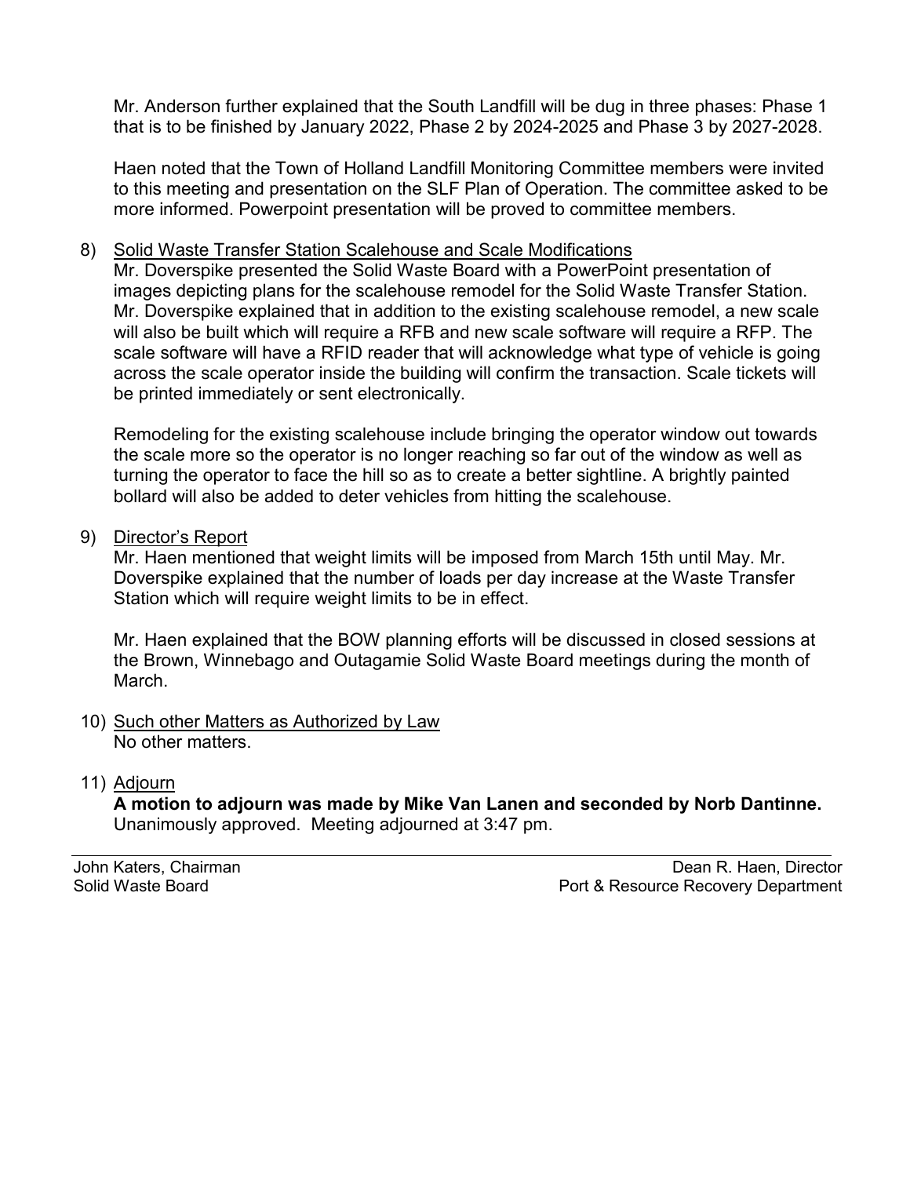Mr. Anderson further explained that the South Landfill will be dug in three phases: Phase 1 that is to be finished by January 2022, Phase 2 by 2024-2025 and Phase 3 by 2027-2028.

Haen noted that the Town of Holland Landfill Monitoring Committee members were invited to this meeting and presentation on the SLF Plan of Operation. The committee asked to be more informed. Powerpoint presentation will be proved to committee members.

8) Solid Waste Transfer Station Scalehouse and Scale Modifications

Mr. Doverspike presented the Solid Waste Board with a PowerPoint presentation of images depicting plans for the scalehouse remodel for the Solid Waste Transfer Station. Mr. Doverspike explained that in addition to the existing scalehouse remodel, a new scale will also be built which will require a RFB and new scale software will require a RFP. The scale software will have a RFID reader that will acknowledge what type of vehicle is going across the scale operator inside the building will confirm the transaction. Scale tickets will be printed immediately or sent electronically.

Remodeling for the existing scalehouse include bringing the operator window out towards the scale more so the operator is no longer reaching so far out of the window as well as turning the operator to face the hill so as to create a better sightline. A brightly painted bollard will also be added to deter vehicles from hitting the scalehouse.

9) Director's Report

Mr. Haen mentioned that weight limits will be imposed from March 15th until May. Mr. Doverspike explained that the number of loads per day increase at the Waste Transfer Station which will require weight limits to be in effect.

Mr. Haen explained that the BOW planning efforts will be discussed in closed sessions at the Brown, Winnebago and Outagamie Solid Waste Board meetings during the month of March.

10) Such other Matters as Authorized by Law

No other matters.

11) Adjourn

**A motion to adjourn was made by Mike Van Lanen and seconded by Norb Dantinne.** Unanimously approved. Meeting adjourned at 3:47 pm.

John Katers, Chairman
Solid Waste Board

Dean R. Haen, Director
Port & Resource Recovery Department